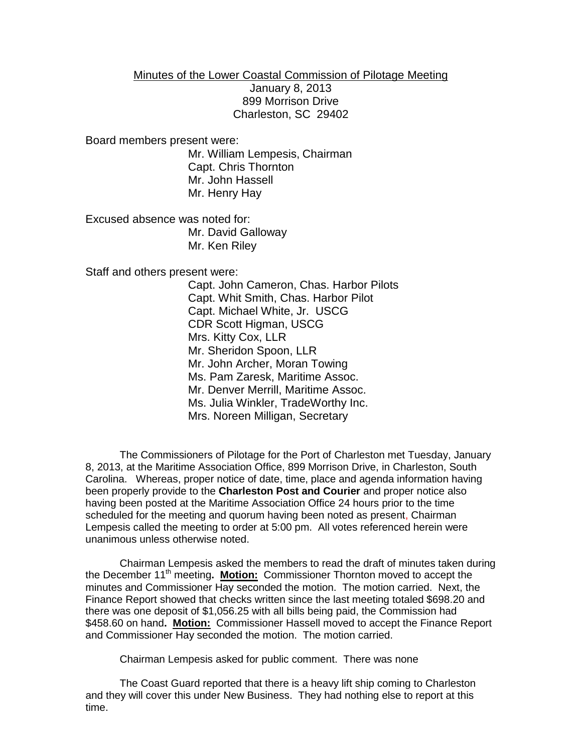Minutes of the Lower Coastal Commission of Pilotage Meeting
January 8, 2013
899 Morrison Drive
Charleston, SC 29402

Board members present were:

Mr. William Lempesis, Chairman
Capt. Chris Thornton
Mr. John Hassell
Mr. Henry Hay

Excused absence was noted for:

Mr. David Galloway
Mr. Ken Riley

Staff and others present were:

Capt. John Cameron, Chas. Harbor Pilots
Capt. Whit Smith, Chas. Harbor Pilot
Capt. Michael White, Jr. USCG
CDR Scott Higman, USCG
Mrs. Kitty Cox, LLR
Mr. Sheridon Spoon, LLR
Mr. John Archer, Moran Towing
Ms. Pam Zaresk, Maritime Assoc.
Mr. Denver Merrill, Maritime Assoc.
Ms. Julia Winkler, TradeWorthy Inc.
Mrs. Noreen Milligan, Secretary

The Commissioners of Pilotage for the Port of Charleston met Tuesday, January 8, 2013, at the Maritime Association Office, 899 Morrison Drive, in Charleston, South Carolina. Whereas, proper notice of date, time, place and agenda information having been properly provide to the **Charleston Post and Courier** and proper notice also having been posted at the Maritime Association Office 24 hours prior to the time scheduled for the meeting and quorum having been noted as present, Chairman Lempesis called the meeting to order at 5:00 pm. All votes referenced herein were unanimous unless otherwise noted.

Chairman Lempesis asked the members to read the draft of minutes taken during the December 11th meeting**. Motion:** Commissioner Thornton moved to accept the minutes and Commissioner Hay seconded the motion. The motion carried. Next, the Finance Report showed that checks written since the last meeting totaled $698.20 and there was one deposit of $1,056.25 with all bills being paid, the Commission had $458.60 on hand**. Motion:** Commissioner Hassell moved to accept the Finance Report and Commissioner Hay seconded the motion. The motion carried.

Chairman Lempesis asked for public comment. There was none

The Coast Guard reported that there is a heavy lift ship coming to Charleston and they will cover this under New Business. They had nothing else to report at this time.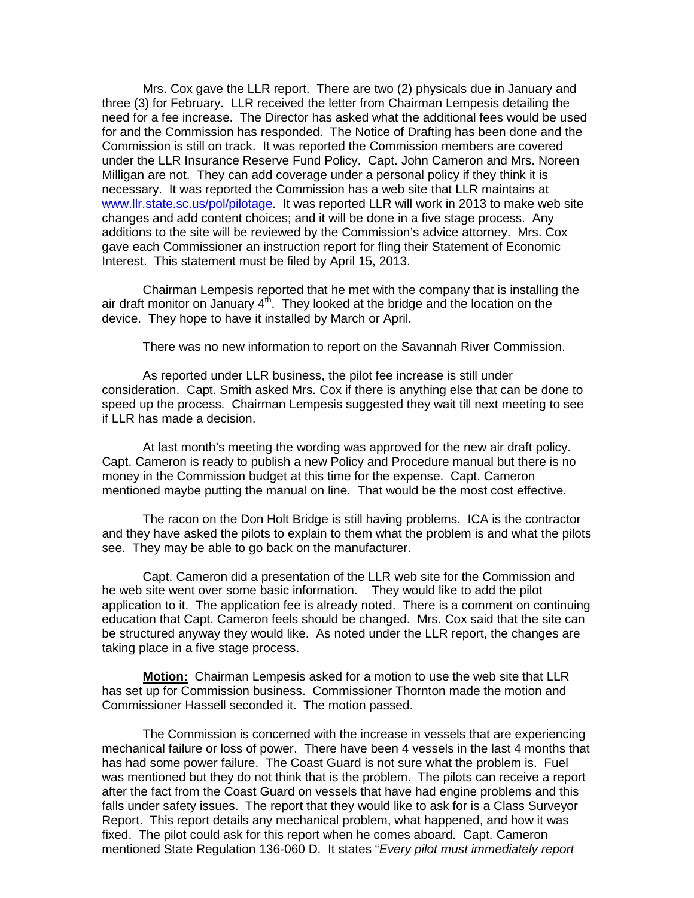Mrs. Cox gave the LLR report. There are two (2) physicals due in January and three (3) for February. LLR received the letter from Chairman Lempesis detailing the need for a fee increase. The Director has asked what the additional fees would be used for and the Commission has responded. The Notice of Drafting has been done and the Commission is still on track. It was reported the Commission members are covered under the LLR Insurance Reserve Fund Policy. Capt. John Cameron and Mrs. Noreen Milligan are not. They can add coverage under a personal policy if they think it is necessary. It was reported the Commission has a web site that LLR maintains at [www.llr.state.sc.us/pol/pilotage](www.llr.state.sc.us/pol/pilotage). It was reported LLR will work in 2013 to make web site changes and add content choices; and it will be done in a five stage process. Any additions to the site will be reviewed by the Commission's advice attorney. Mrs. Cox gave each Commissioner an instruction report for fling their Statement of Economic Interest. This statement must be filed by April 15, 2013.

Chairman Lempesis reported that he met with the company that is installing the air draft monitor on January 4th. They looked at the bridge and the location on the device. They hope to have it installed by March or April.

There was no new information to report on the Savannah River Commission.

As reported under LLR business, the pilot fee increase is still under consideration. Capt. Smith asked Mrs. Cox if there is anything else that can be done to speed up the process. Chairman Lempesis suggested they wait till next meeting to see if LLR has made a decision.

At last month's meeting the wording was approved for the new air draft policy. Capt. Cameron is ready to publish a new Policy and Procedure manual but there is no money in the Commission budget at this time for the expense. Capt. Cameron mentioned maybe putting the manual on line. That would be the most cost effective.

The racon on the Don Holt Bridge is still having problems. ICA is the contractor and they have asked the pilots to explain to them what the problem is and what the pilots see. They may be able to go back on the manufacturer.

Capt. Cameron did a presentation of the LLR web site for the Commission and he web site went over some basic information. They would like to add the pilot application to it. The application fee is already noted. There is a comment on continuing education that Capt. Cameron feels should be changed. Mrs. Cox said that the site can be structured anyway they would like. As noted under the LLR report, the changes are taking place in a five stage process.

**Motion:** Chairman Lempesis asked for a motion to use the web site that LLR has set up for Commission business. Commissioner Thornton made the motion and Commissioner Hassell seconded it. The motion passed.

The Commission is concerned with the increase in vessels that are experiencing mechanical failure or loss of power. There have been 4 vessels in the last 4 months that has had some power failure. The Coast Guard is not sure what the problem is. Fuel was mentioned but they do not think that is the problem. The pilots can receive a report after the fact from the Coast Guard on vessels that have had engine problems and this falls under safety issues. The report that they would like to ask for is a Class Surveyor Report. This report details any mechanical problem, what happened, and how it was fixed. The pilot could ask for this report when he comes aboard. Capt. Cameron mentioned State Regulation 136-060 D. It states "*Every pilot must immediately report*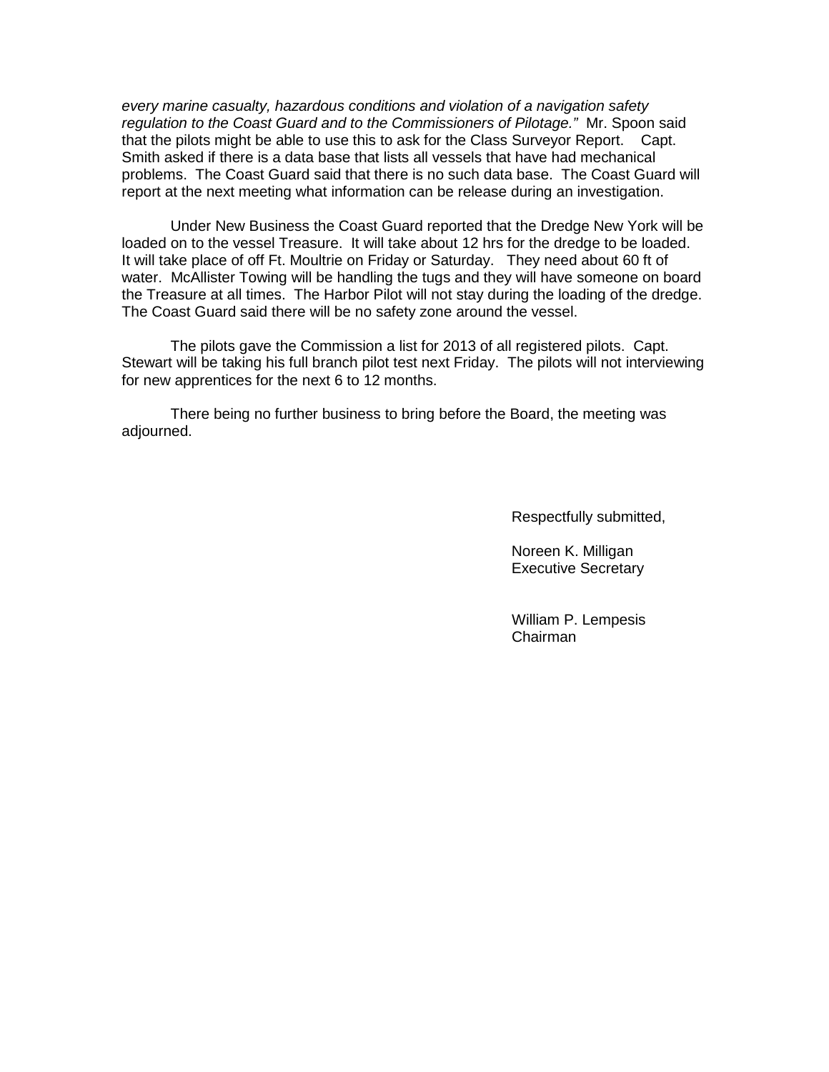*every marine casualty, hazardous conditions and violation of a navigation safety regulation to the Coast Guard and to the Commissioners of Pilotage."* Mr. Spoon said that the pilots might be able to use this to ask for the Class Surveyor Report. Capt. Smith asked if there is a data base that lists all vessels that have had mechanical problems. The Coast Guard said that there is no such data base. The Coast Guard will report at the next meeting what information can be release during an investigation.

Under New Business the Coast Guard reported that the Dredge New York will be loaded on to the vessel Treasure. It will take about 12 hrs for the dredge to be loaded. It will take place of off Ft. Moultrie on Friday or Saturday. They need about 60 ft of water. McAllister Towing will be handling the tugs and they will have someone on board the Treasure at all times. The Harbor Pilot will not stay during the loading of the dredge. The Coast Guard said there will be no safety zone around the vessel.

The pilots gave the Commission a list for 2013 of all registered pilots. Capt. Stewart will be taking his full branch pilot test next Friday. The pilots will not interviewing for new apprentices for the next 6 to 12 months.

There being no further business to bring before the Board, the meeting was adjourned.

Respectfully submitted,

Noreen K. Milligan
Executive Secretary

William P. Lempesis
Chairman